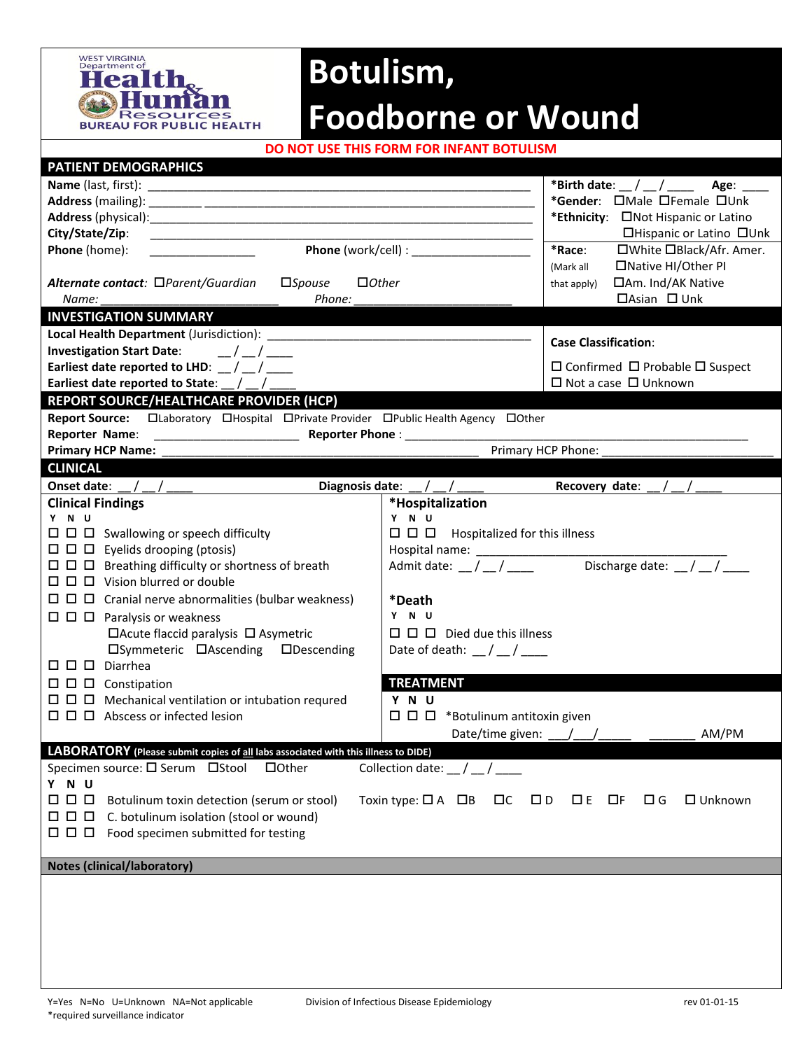WEST VIRGINIA Department of Health & Human Resources
BUREAU FOR PUBLIC HEALTH

# Botulism, Foodborne or Wound

**DO NOT USE THIS FORM FOR INFANT BOTULISM**

## PATIENT DEMOGRAPHICS

**Name** (last, first): ____________________________________________

**Address** (mailing): ________ ____________________________________

**Address** (physical):____________________________________________

**City/State/Zip**: ______________________________________________

**Phone** (home): ________________ **Phone** (work/cell) : __________________

***Alternate contact***: ☐*Parent/Guardian* ☐*Spouse* ☐*Other*

*Name*: __________________________ *Phone*: ________________________

**\*Birth date**: __ / __ / ____ **Age**: ____

**\*Gender**: ☐Male ☐Female ☐Unk

**\*Ethnicity**: ☐Not Hispanic or Latino ☐Hispanic or Latino ☐Unk

**\*Race**: (Mark all that apply) ☐White ☐Black/Afr. Amer. ☐Native HI/Other PI ☐Am. Ind/AK Native ☐Asian ☐ Unk

## INVESTIGATION SUMMARY

**Local Health Department** (Jurisdiction): _______________________________________

**Investigation Start Date**: __ / __ / ____

**Earliest date reported to LHD**: __ / __ / ____

**Earliest date reported to State**: __ / __ / ____

**Case Classification**:

☐ Confirmed ☐ Probable ☐ Suspect ☐ Not a case ☐ Unknown

## REPORT SOURCE/HEALTHCARE PROVIDER (HCP)

**Report Source:** ☐Laboratory ☐Hospital ☐Private Provider ☐Public Health Agency ☐Other

**Reporter Name**: ______________________ **Reporter Phone** : ______________________________

**Primary HCP Name:** ______________________________________ Primary HCP Phone: ___________________

## CLINICAL

**Onset date**: __ / __ / ____ **Diagnosis date**: __ / __ / ____ **Recovery date**: __ / __ / ____

### Clinical Findings

| Y | N | U | |
|---|---|---|---|
| ☐ | ☐ | ☐ | Swallowing or speech difficulty |
| ☐ | ☐ | ☐ | Eyelids drooping (ptosis) |
| ☐ | ☐ | ☐ | Breathing difficulty or shortness of breath |
| ☐ | ☐ | ☐ | Vision blurred or double |
| ☐ | ☐ | ☐ | Cranial nerve abnormalities (bulbar weakness) |
| ☐ | ☐ | ☐ | Paralysis or weakness<br>☐Acute flaccid paralysis ☐ Asymetric<br>☐Symmeteric ☐Ascending ☐Descending |
| ☐ | ☐ | ☐ | Diarrhea |
| ☐ | ☐ | ☐ | Constipation |
| ☐ | ☐ | ☐ | Mechanical ventilation or intubation requred |
| ☐ | ☐ | ☐ | Abscess or infected lesion |

### *Hospitalization

| Y | N | U | |
|---|---|---|---|
| ☐ | ☐ | ☐ | Hospitalized for this illness |

Hospital name: _______________________________________

Admit date: __ / __ / ____ Discharge date: __ / __ / ____

### *Death

| Y | N | U | |
|---|---|---|---|
| ☐ | ☐ | ☐ | Died due this illness |

Date of death: __ / __ / ____

## TREATMENT

| Y | N | U | |
|---|---|---|---|
| ☐ | ☐ | ☐ | *Botulinum antitoxin given |

Date/time given: ___/___/_____ _______ AM/PM

## LABORATORY (Please submit copies of all labs associated with this illness to DIDE)

Specimen source: ☐ Serum ☐Stool ☐Other Collection date: __ / __ / ____

| Y | N | U | |
|---|---|---|---|
| ☐ | ☐ | ☐ | Botulinum toxin detection (serum or stool) Toxin type: ☐ A ☐B ☐C ☐ D ☐ E ☐F ☐ G ☐ Unknown |
| ☐ | ☐ | ☐ | C. botulinum isolation (stool or wound) |
| ☐ | ☐ | ☐ | Food specimen submitted for testing |

## Notes (clinical/laboratory)

Y=Yes N=No U=Unknown NA=Not applicable
*required surveillance indicator

Division of Infectious Disease Epidemiology

rev 01-01-15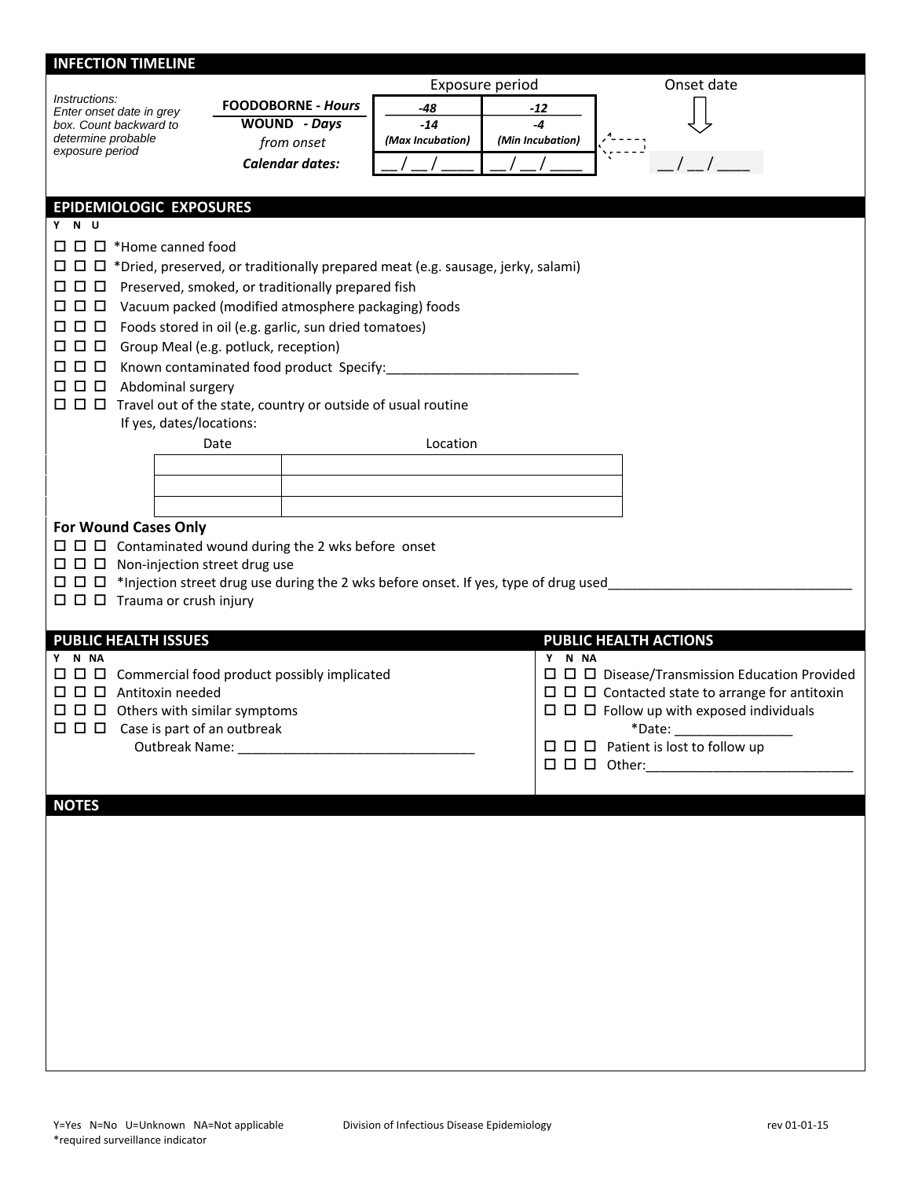## INFECTION TIMELINE

*Instructions: Enter onset date in grey box. Count backward to determine probable exposure period*

| | Exposure period | | Onset date |
|---|---|---|---|
| **FOODBORNE - *Hours*** | *-48* | *-12* | ⇩ |
| **WOUND - *Days*** | *-14* | *-4* | |
| *from onset* | *(Max Incubation)* | *(Min Incubation)* | ⇠ |
| ***Calendar dates:*** | __ / __ / ____ | __ / __ / ____ | __ / __ / ____ |

## EPIDEMIOLOGIC EXPOSURES

Y N U

- ☐ ☐ ☐ *Home canned food
- ☐ ☐ ☐ *Dried, preserved, or traditionally prepared meat (e.g. sausage, jerky, salami)
- ☐ ☐ ☐ Preserved, smoked, or traditionally prepared fish
- ☐ ☐ ☐ Vacuum packed (modified atmosphere packaging) foods
- ☐ ☐ ☐ Foods stored in oil (e.g. garlic, sun dried tomatoes)
- ☐ ☐ ☐ Group Meal (e.g. potluck, reception)
- ☐ ☐ ☐ Known contaminated food product Specify:__________________________
- ☐ ☐ ☐ Abdominal surgery
- ☐ ☐ ☐ Travel out of the state, country or outside of usual routine
  If yes, dates/locations:

| Date | Location |
|---|---|
| | |
| | |
| | |

### For Wound Cases Only

- ☐ ☐ ☐ Contaminated wound during the 2 wks before onset
- ☐ ☐ ☐ Non-injection street drug use
- ☐ ☐ ☐ *Injection street drug use during the 2 wks before onset. If yes, type of drug used_________________________________
- ☐ ☐ ☐ Trauma or crush injury

## PUBLIC HEALTH ISSUES

Y N NA

- ☐ ☐ ☐ Commercial food product possibly implicated
- ☐ ☐ ☐ Antitoxin needed
- ☐ ☐ ☐ Others with similar symptoms
- ☐ ☐ ☐ Case is part of an outbreak
  Outbreak Name: ________________________________

## PUBLIC HEALTH ACTIONS

Y N NA

- ☐ ☐ ☐ Disease/Transmission Education Provided
- ☐ ☐ ☐ Contacted state to arrange for antitoxin
- ☐ ☐ ☐ Follow up with exposed individuals
  *Date: ________________
- ☐ ☐ ☐ Patient is lost to follow up
- ☐ ☐ ☐ Other:_____________________________

## NOTES

Y=Yes N=No U=Unknown NA=Not applicable    Division of Infectious Disease Epidemiology    rev 01-01-15

*required surveillance indicator